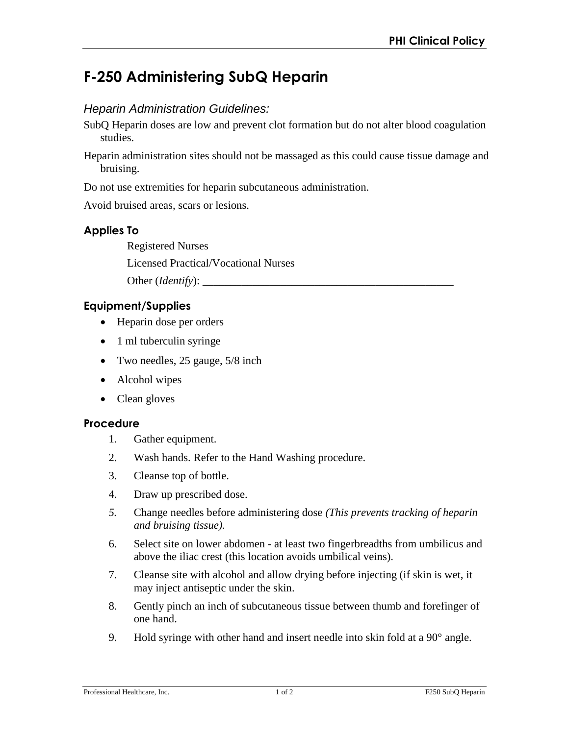# F-250 Administering SubQ Heparin

*Heparin Administration Guidelines:*

SubQ Heparin doses are low and prevent clot formation but do not alter blood coagulation studies.

Heparin administration sites should not be massaged as this could cause tissue damage and bruising.

Do not use extremities for heparin subcutaneous administration.

Avoid bruised areas, scars or lesions.

### Applies To

Registered Nurses

Licensed Practical/Vocational Nurses

Other (*Identify*): ______________________________________________

### Equipment/Supplies

- Heparin dose per orders
- 1 ml tuberculin syringe
- Two needles, 25 gauge, 5/8 inch
- Alcohol wipes
- Clean gloves

### Procedure

1. Gather equipment.
2. Wash hands. Refer to the Hand Washing procedure.
3. Cleanse top of bottle.
4. Draw up prescribed dose.
5. Change needles before administering dose *(This prevents tracking of heparin and bruising tissue).*
6. Select site on lower abdomen - at least two fingerbreadths from umbilicus and above the iliac crest (this location avoids umbilical veins).
7. Cleanse site with alcohol and allow drying before injecting (if skin is wet, it may inject antiseptic under the skin.
8. Gently pinch an inch of subcutaneous tissue between thumb and forefinger of one hand.
9. Hold syringe with other hand and insert needle into skin fold at a 90° angle.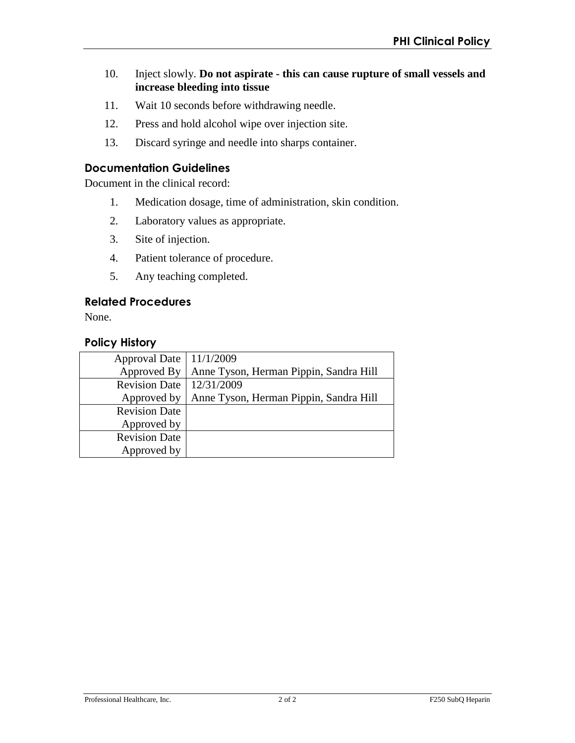10. Inject slowly. **Do not aspirate - this can cause rupture of small vessels and increase bleeding into tissue**
11. Wait 10 seconds before withdrawing needle.
12. Press and hold alcohol wipe over injection site.
13. Discard syringe and needle into sharps container.

## Documentation Guidelines

Document in the clinical record:

1. Medication dosage, time of administration, skin condition.
2. Laboratory values as appropriate.
3. Site of injection.
4. Patient tolerance of procedure.
5. Any teaching completed.

## Related Procedures

None.

## Policy History

| | |
|---|---|
| Approval Date | 11/1/2009 |
| Approved By | Anne Tyson, Herman Pippin, Sandra Hill |
| Revision Date | 12/31/2009 |
| Approved by | Anne Tyson, Herman Pippin, Sandra Hill |
| Revision Date | |
| Approved by | |
| Revision Date | |
| Approved by | |